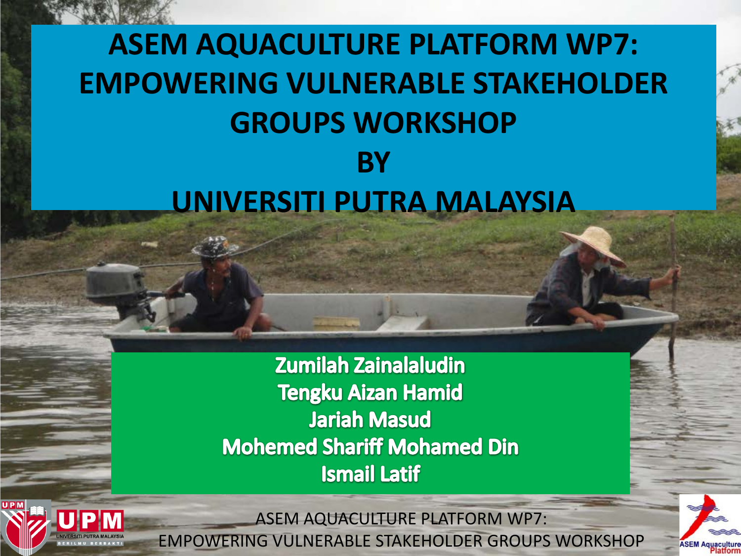# ASEM AQUACULTURE PLATFORM WP7: EMPOWERING VULNERABLE STAKEHOLDER GROUPS WORKSHOP BY UNIVERSITI PUTRA MALAYSIA

**Zumilah Zainalaludin**
**Tengku Aizan Hamid**
**Jariah Masud**
**Mohemed Shariff Mohamed Din**
**Ismail Latif**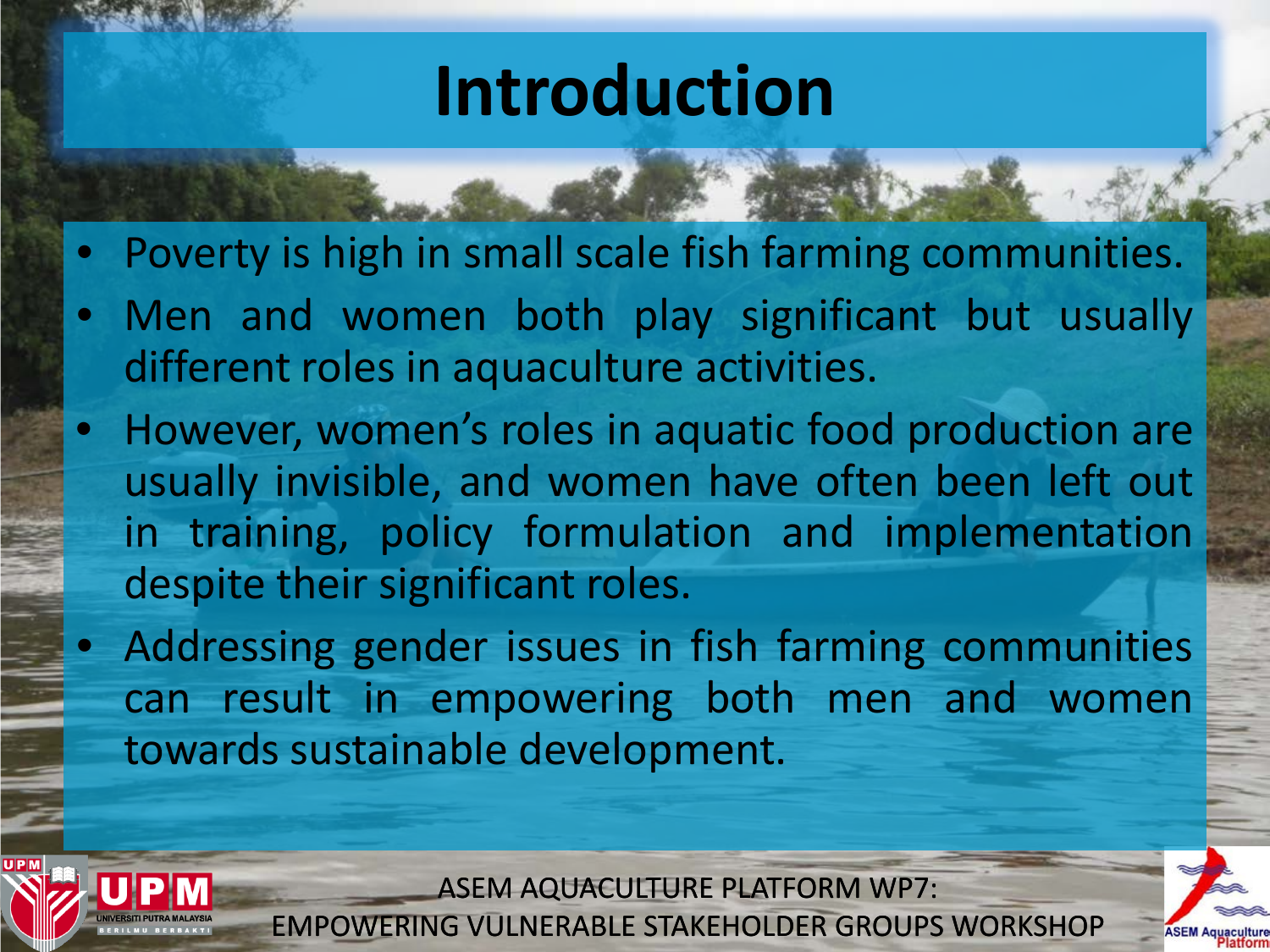# Introduction

- Poverty is high in small scale fish farming communities.
- Men and women both play significant but usually different roles in aquaculture activities.
- However, women's roles in aquatic food production are usually invisible, and women have often been left out in training, policy formulation and implementation despite their significant roles.
- Addressing gender issues in fish farming communities can result in empowering both men and women towards sustainable development.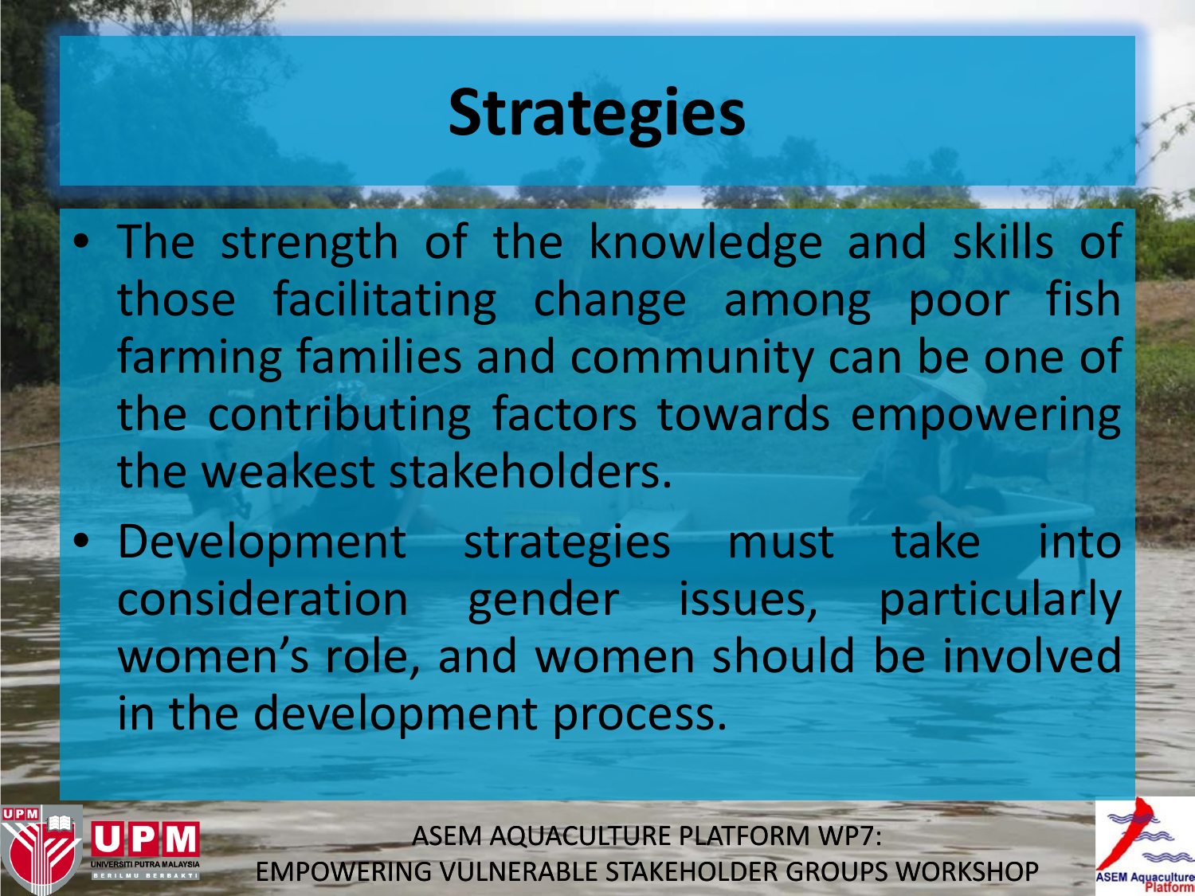# Strategies

- The strength of the knowledge and skills of those facilitating change among poor fish farming families and community can be one of the contributing factors towards empowering the weakest stakeholders.
- Development strategies must take into consideration gender issues, particularly women's role, and women should be involved in the development process.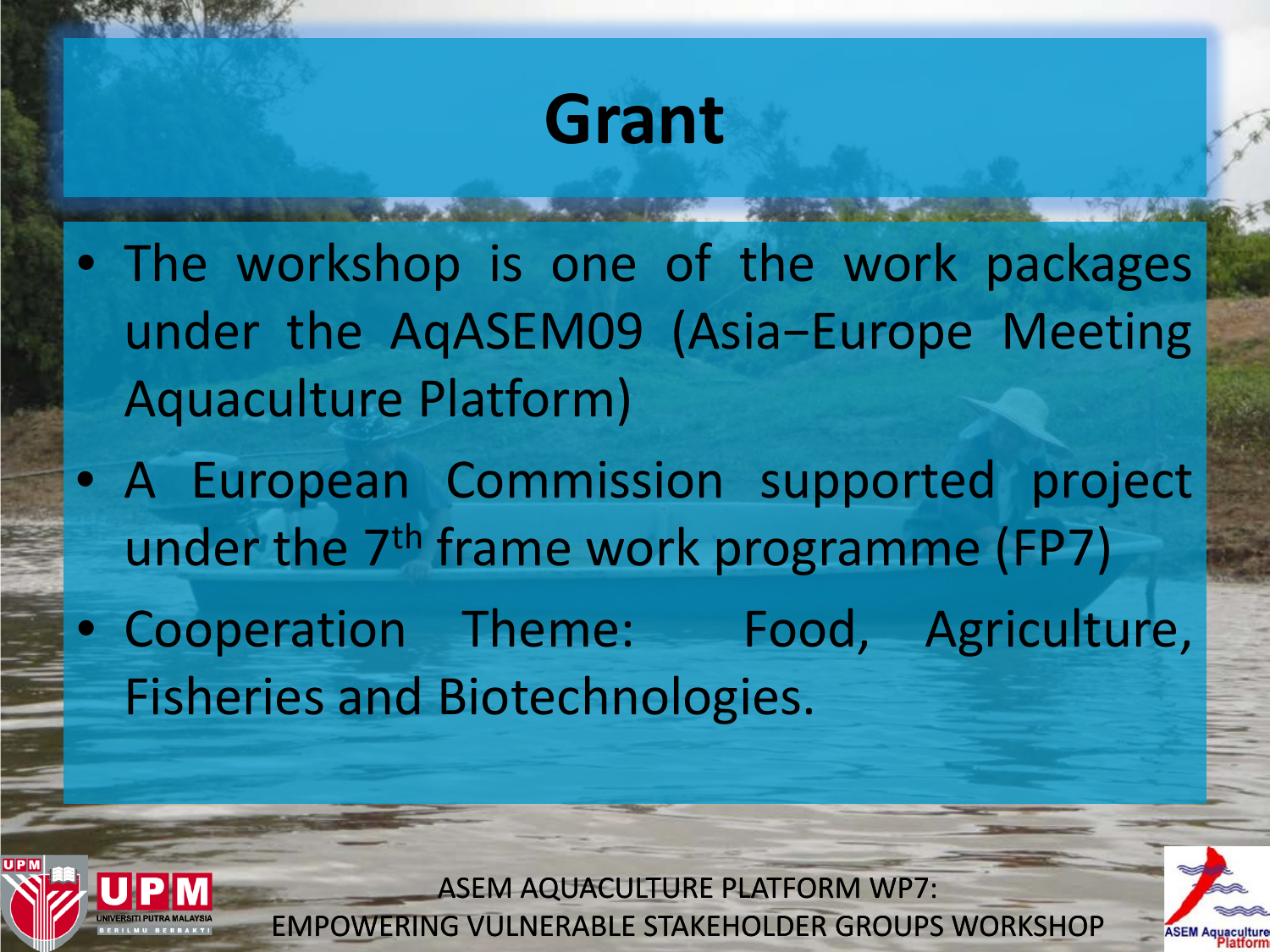# Grant

- The workshop is one of the work packages under the AqASEM09 (Asia−Europe Meeting Aquaculture Platform)
- A European Commission supported project under the 7$^{th}$ frame work programme (FP7)
- Cooperation Theme: Food, Agriculture, Fisheries and Biotechnologies.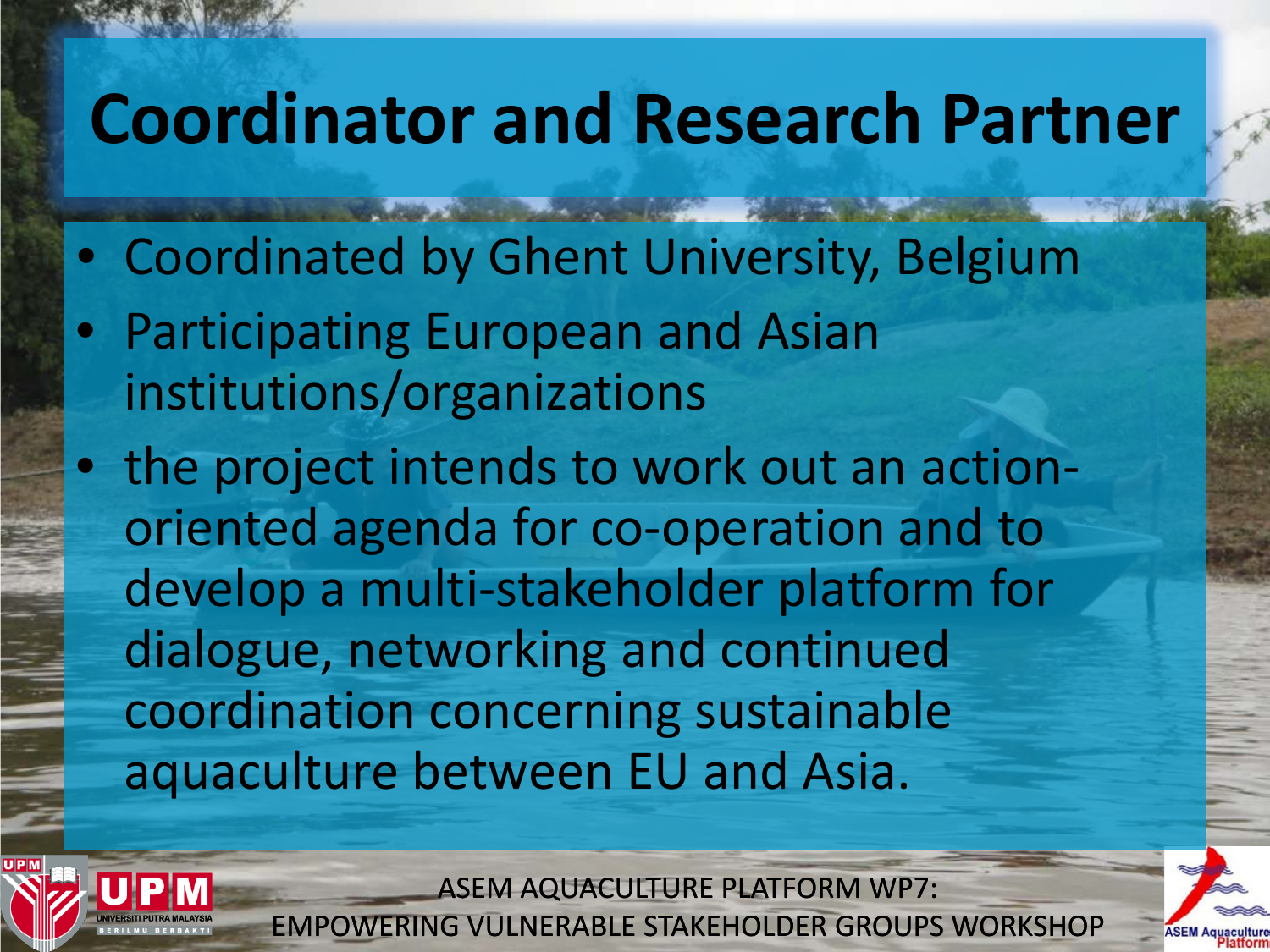# Coordinator and Research Partner

- Coordinated by Ghent University, Belgium
- Participating European and Asian institutions/organizations
- the project intends to work out an action-oriented agenda for co-operation and to develop a multi-stakeholder platform for dialogue, networking and continued coordination concerning sustainable aquaculture between EU and Asia.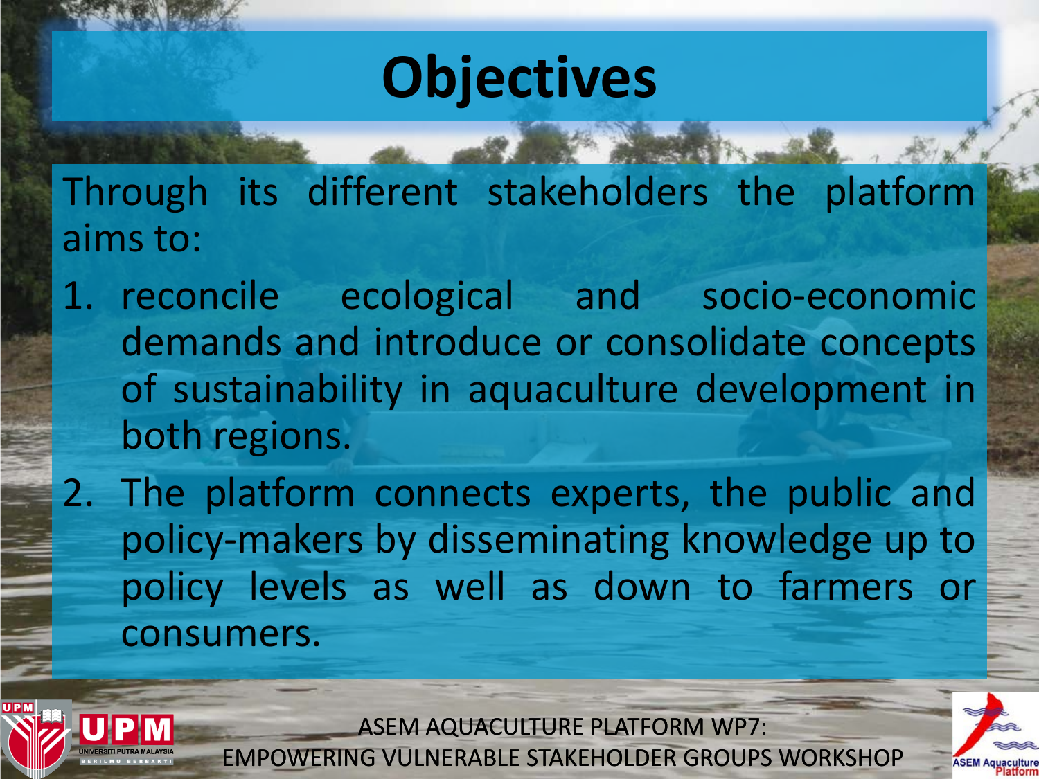# Objectives

Through its different stakeholders the platform aims to:

1. reconcile ecological and socio-economic demands and introduce or consolidate concepts of sustainability in aquaculture development in both regions.
2. The platform connects experts, the public and policy-makers by disseminating knowledge up to policy levels as well as down to farmers or consumers.

ASEM AQUACULTURE PLATFORM WP7:
EMPOWERING VULNERABLE STAKEHOLDER GROUPS WORKSHOP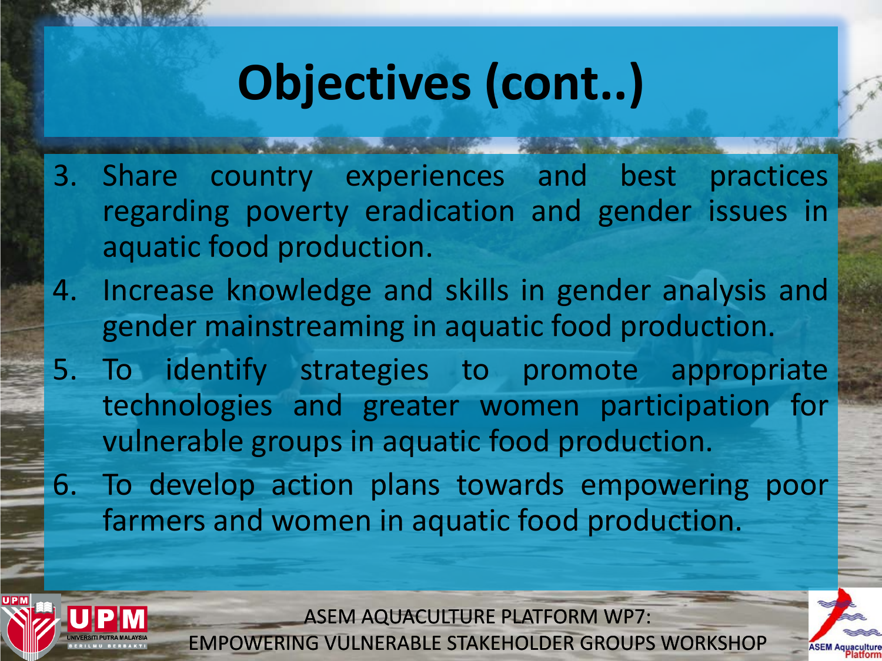# Objectives (cont..)

3. Share country experiences and best practices regarding poverty eradication and gender issues in aquatic food production.
4. Increase knowledge and skills in gender analysis and gender mainstreaming in aquatic food production.
5. To identify strategies to promote appropriate technologies and greater women participation for vulnerable groups in aquatic food production.
6. To develop action plans towards empowering poor farmers and women in aquatic food production.

ASEM AQUACULTURE PLATFORM WP7:
EMPOWERING VULNERABLE STAKEHOLDER GROUPS WORKSHOP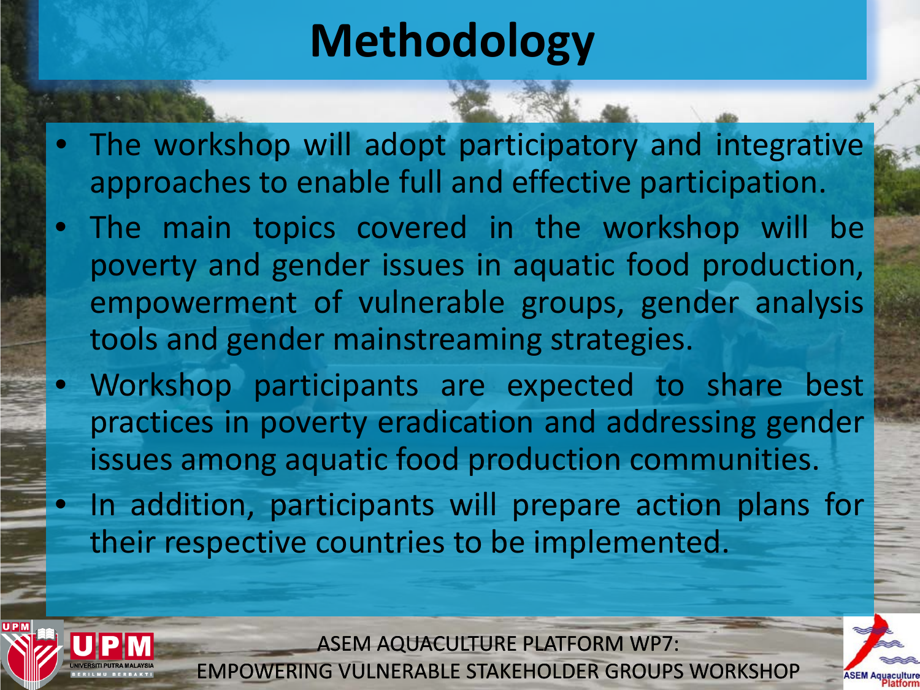# Methodology

- The workshop will adopt participatory and integrative approaches to enable full and effective participation.
- The main topics covered in the workshop will be poverty and gender issues in aquatic food production, empowerment of vulnerable groups, gender analysis tools and gender mainstreaming strategies.
- Workshop participants are expected to share best practices in poverty eradication and addressing gender issues among aquatic food production communities.
- In addition, participants will prepare action plans for their respective countries to be implemented.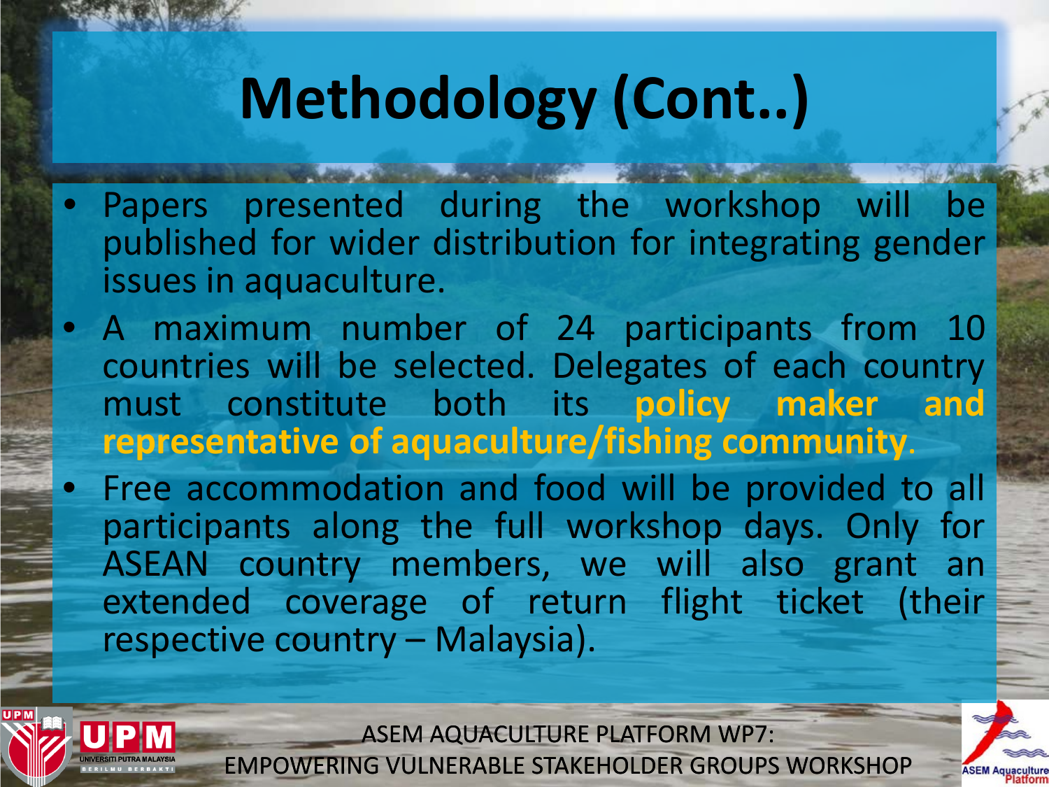# Methodology (Cont..)

- Papers presented during the workshop will be published for wider distribution for integrating gender issues in aquaculture.
- A maximum number of 24 participants from 10 countries will be selected. Delegates of each country must constitute both its **policy maker and representative of aquaculture/fishing community**.
- Free accommodation and food will be provided to all participants along the full workshop days. Only for ASEAN country members, we will also grant an extended coverage of return flight ticket (their respective country – Malaysia).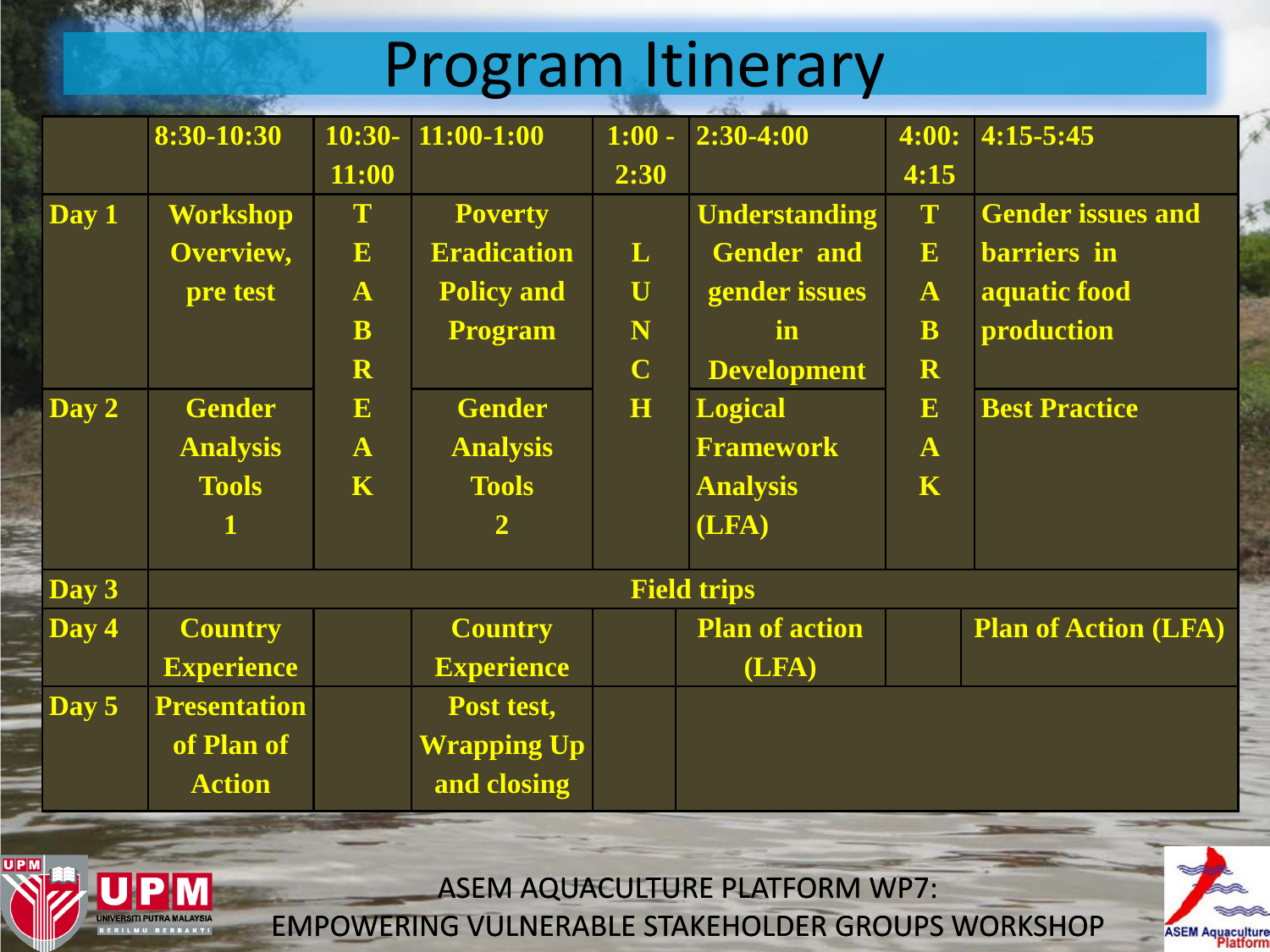# Program Itinerary

| | 8:30-10:30 | 10:30-11:00 | 11:00-1:00 | 1:00 - 2:30 | 2:30-4:00 | 4:00: 4:15 | 4:15-5:45 |
|---|---|---|---|---|---|---|---|
| **Day 1** | **Workshop Overview, pre test** | **TEABREAK** | **Poverty Eradication Policy and Program** | **LUNCH** | **Understanding Gender and gender issues in Development** | **TEABREAK** | **Gender issues and barriers in aquatic food production** |
| **Day 2** | **Gender Analysis Tools 1** | | **Gender Analysis Tools 2** | | **Logical Framework Analysis (LFA)** | | **Best Practice** |
| **Day 3** | **Field trips** | | | | | | |
| **Day 4** | **Country Experience** | | **Country Experience** | | **Plan of action (LFA)** | | **Plan of Action (LFA)** |
| **Day 5** | **Presentation of Plan of Action** | | **Post test, Wrapping Up and closing** | | | | |

ASEM AQUACULTURE PLATFORM WP7:
EMPOWERING VULNERABLE STAKEHOLDER GROUPS WORKSHOP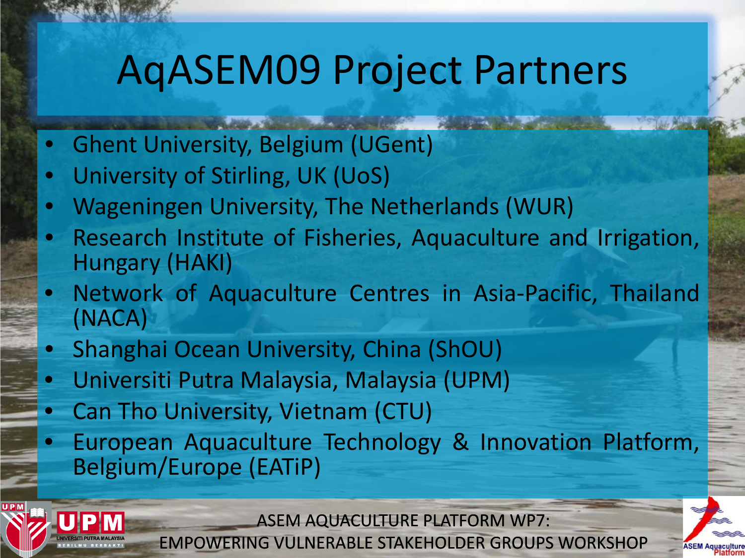# AqASEM09 Project Partners

- Ghent University, Belgium (UGent)
- University of Stirling, UK (UoS)
- Wageningen University, The Netherlands (WUR)
- Research Institute of Fisheries, Aquaculture and Irrigation, Hungary (HAKI)
- Network of Aquaculture Centres in Asia-Pacific, Thailand (NACA)
- Shanghai Ocean University, China (ShOU)
- Universiti Putra Malaysia, Malaysia (UPM)
- Can Tho University, Vietnam (CTU)
- European Aquaculture Technology & Innovation Platform, Belgium/Europe (EATiP)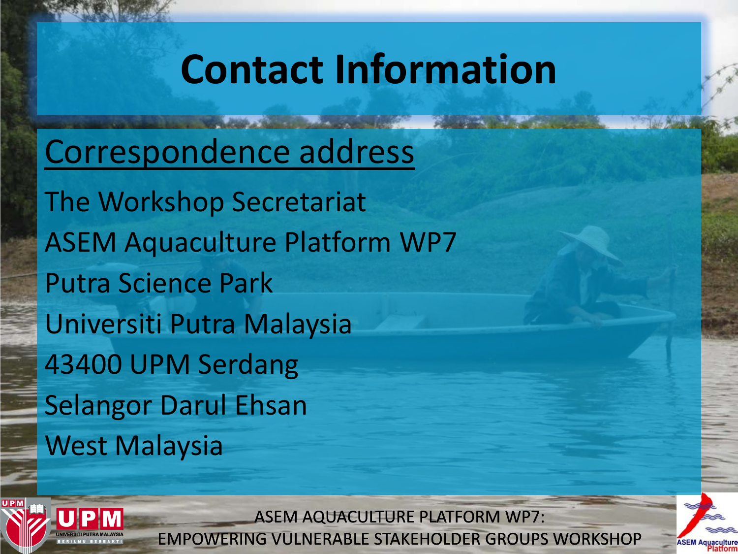# Contact Information

<u>Correspondence address</u>

The Workshop Secretariat
ASEM Aquaculture Platform WP7
Putra Science Park
Universiti Putra Malaysia
43400 UPM Serdang
Selangor Darul Ehsan
West Malaysia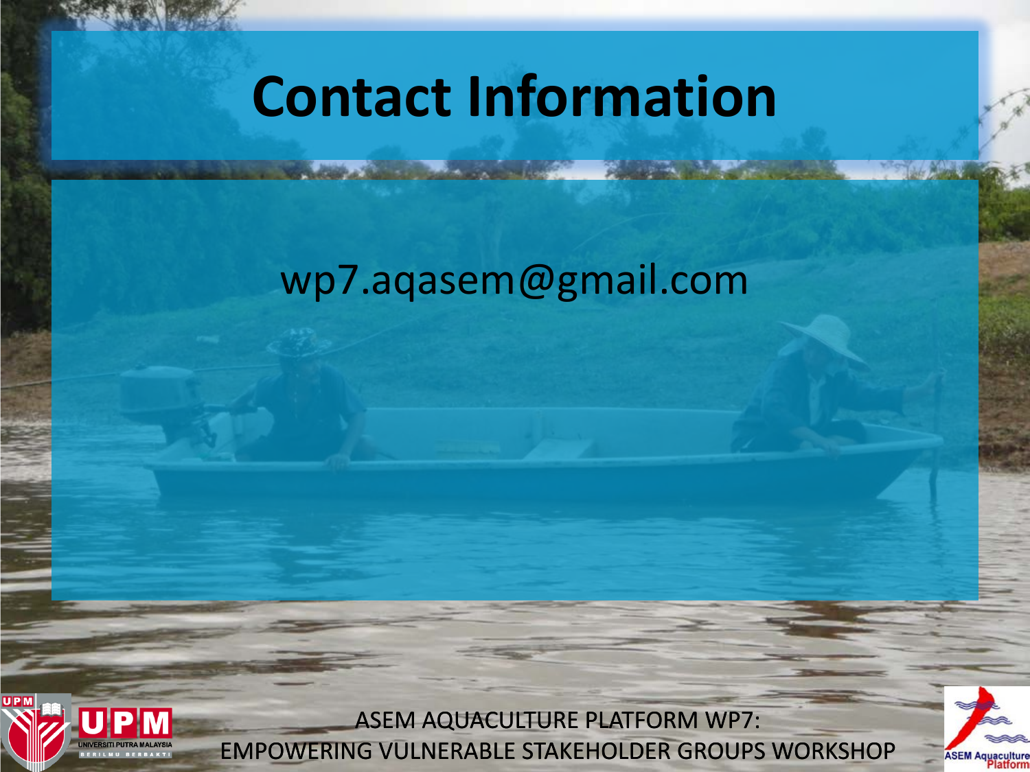# Contact Information

wp7.aqasem@gmail.com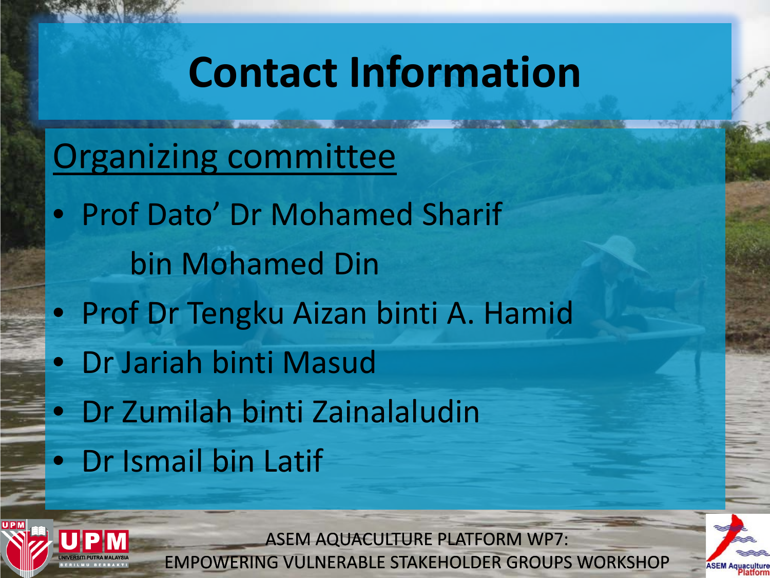# Contact Information

## Organizing committee

- Prof Dato' Dr Mohamed Sharif bin Mohamed Din
- Prof Dr Tengku Aizan binti A. Hamid
- Dr Jariah binti Masud
- Dr Zumilah binti Zainalaludin
- Dr Ismail bin Latif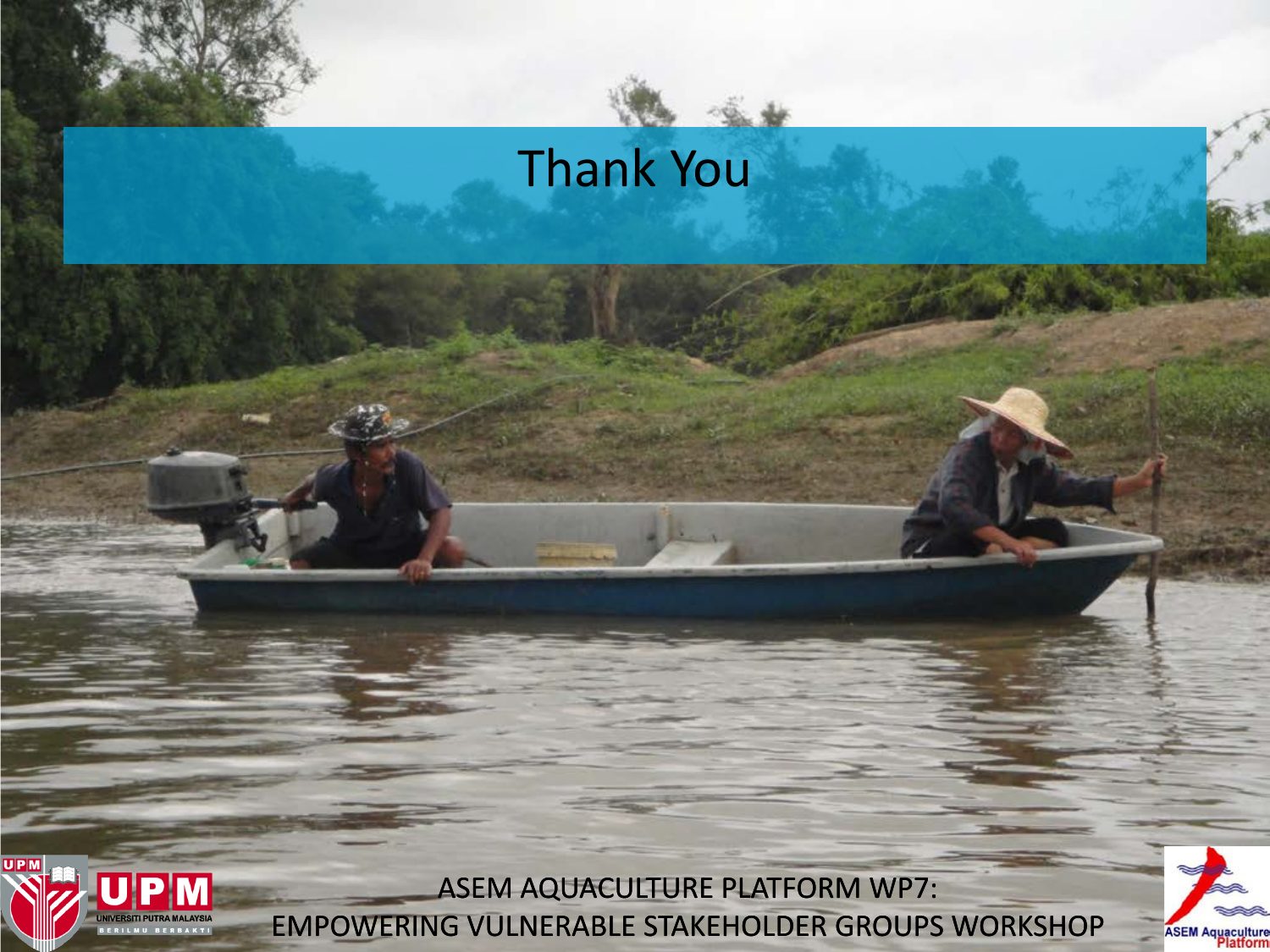# Thank You